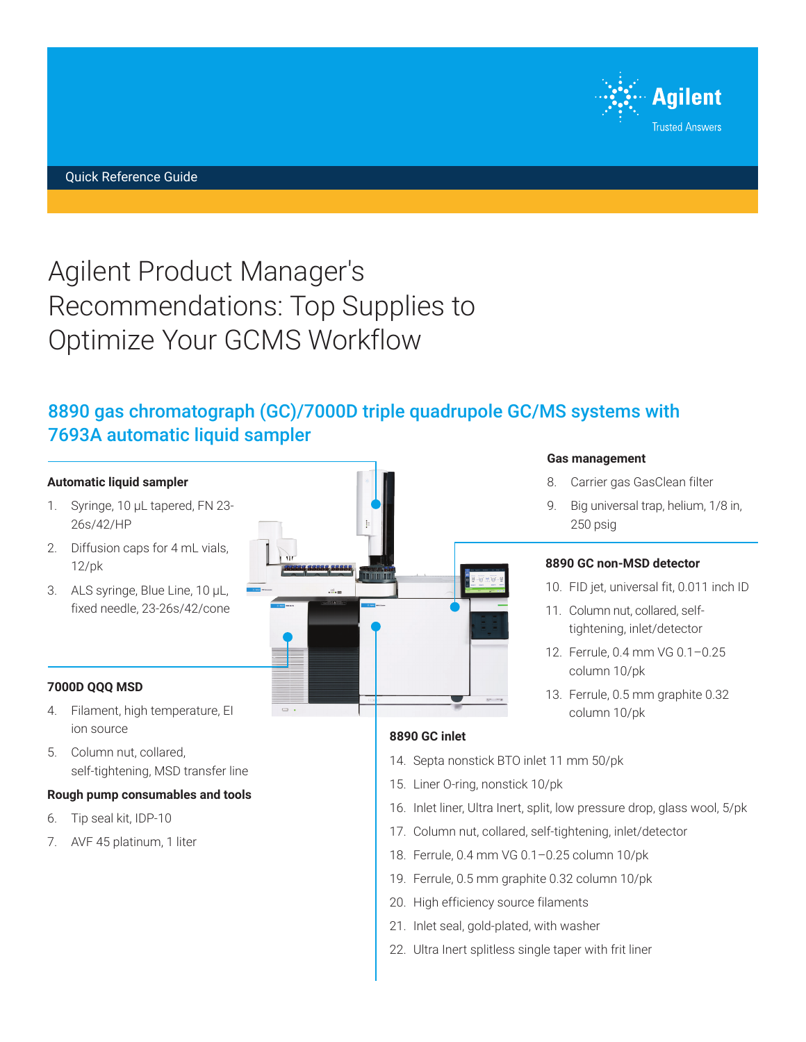Quick Reference Guide

# Agilent Product Manager's Recommendations: Top Supplies to Optimize Your GCMS Workflow

## 8890 gas chromatograph (GC)/7000D triple quadrupole GC/MS systems with 7693A automatic liquid sampler

**Automatic liquid sampler**

1. Syringe, 10 µL tapered, FN 23-26s/42/HP
2. Diffusion caps for 4 mL vials, 12/pk
3. ALS syringe, Blue Line, 10 µL, fixed needle, 23-26s/42/cone

**7000D QQQ MSD**

4. Filament, high temperature, EI ion source
5. Column nut, collared, self-tightening, MSD transfer line

**Rough pump consumables and tools**

6. Tip seal kit, IDP-10
7. AVF 45 platinum, 1 liter

**Gas management**

8. Carrier gas GasClean filter
9. Big universal trap, helium, 1/8 in, 250 psig

**8890 GC non-MSD detector**

10. FID jet, universal fit, 0.011 inch ID
11. Column nut, collared, self-tightening, inlet/detector
12. Ferrule, 0.4 mm VG 0.1–0.25 column 10/pk
13. Ferrule, 0.5 mm graphite 0.32 column 10/pk

**8890 GC inlet**

14. Septa nonstick BTO inlet 11 mm 50/pk
15. Liner O-ring, nonstick 10/pk
16. Inlet liner, Ultra Inert, split, low pressure drop, glass wool, 5/pk
17. Column nut, collared, self-tightening, inlet/detector
18. Ferrule, 0.4 mm VG 0.1–0.25 column 10/pk
19. Ferrule, 0.5 mm graphite 0.32 column 10/pk
20. High efficiency source filaments
21. Inlet seal, gold-plated, with washer
22. Ultra Inert splitless single taper with frit liner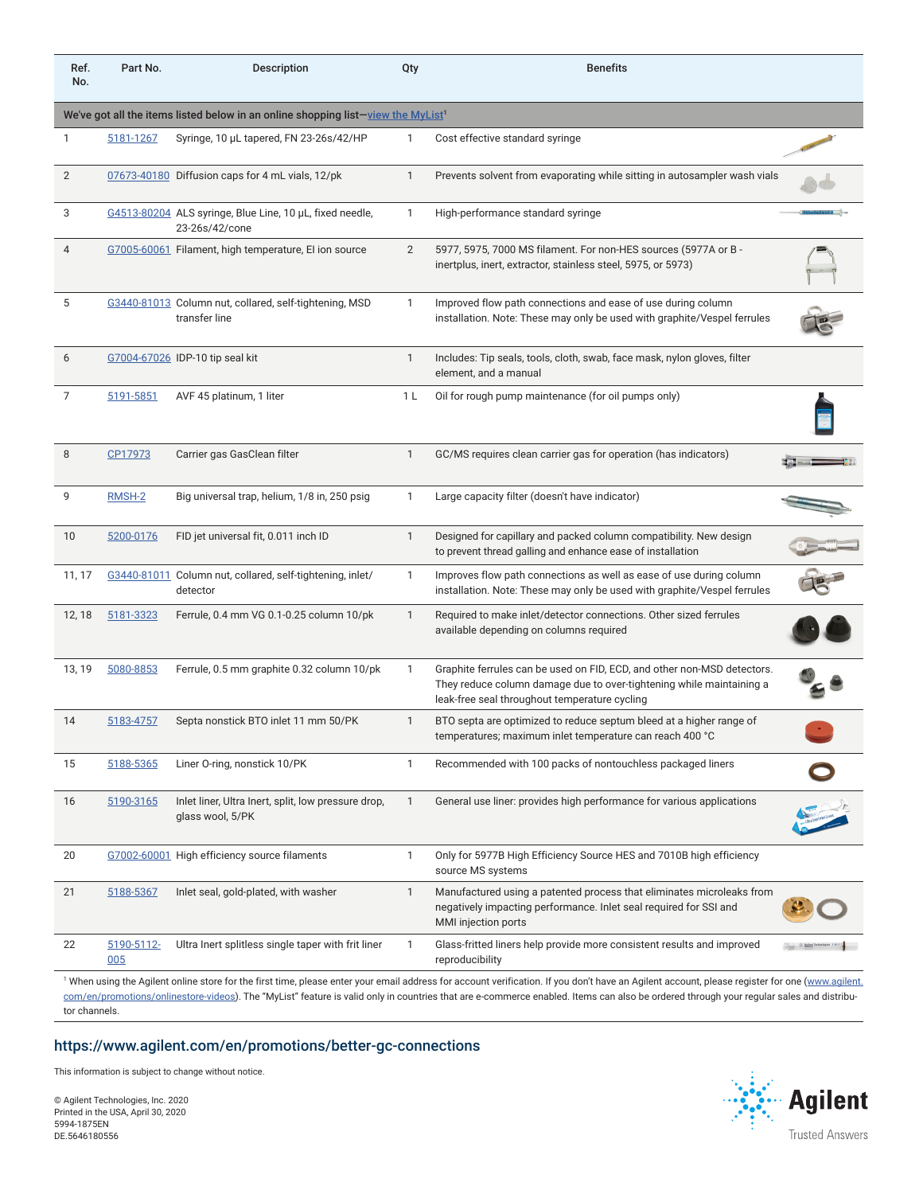| Ref. No. | Part No. | Description | Qty | Benefits |
|---|---|---|---|---|
| We've got all the items listed below in an online shopping list—view the MyList[1] | | | | |
| 1 | 5181-1267 | Syringe, 10 µL tapered, FN 23-26s/42/HP | 1 | Cost effective standard syringe |
| 2 | 07673-40180 | Diffusion caps for 4 mL vials, 12/pk | 1 | Prevents solvent from evaporating while sitting in autosampler wash vials |
| 3 | G4513-80204 | ALS syringe, Blue Line, 10 µL, fixed needle, 23-26s/42/cone | 1 | High-performance standard syringe |
| 4 | G7005-60061 | Filament, high temperature, EI ion source | 2 | 5977, 5975, 7000 MS filament. For non-HES sources (5977A or B - inertplus, inert, extractor, stainless steel, 5975, or 5973) |
| 5 | G3440-81013 | Column nut, collared, self-tightening, MSD transfer line | 1 | Improved flow path connections and ease of use during column installation. Note: These may only be used with graphite/Vespel ferrules |
| 6 | G7004-67026 | IDP-10 tip seal kit | 1 | Includes: Tip seals, tools, cloth, swab, face mask, nylon gloves, filter element, and a manual |
| 7 | 5191-5851 | AVF 45 platinum, 1 liter | 1 L | Oil for rough pump maintenance (for oil pumps only) |
| 8 | CP17973 | Carrier gas GasClean filter | 1 | GC/MS requires clean carrier gas for operation (has indicators) |
| 9 | RMSH-2 | Big universal trap, helium, 1/8 in, 250 psig | 1 | Large capacity filter (doesn't have indicator) |
| 10 | 5200-0176 | FID jet universal fit, 0.011 inch ID | 1 | Designed for capillary and packed column compatibility. New design to prevent thread galling and enhance ease of installation |
| 11, 17 | G3440-81011 | Column nut, collared, self-tightening, inlet/detector | 1 | Improves flow path connections as well as ease of use during column installation. Note: These may only be used with graphite/Vespel ferrules |
| 12, 18 | 5181-3323 | Ferrule, 0.4 mm VG 0.1-0.25 column 10/pk | 1 | Required to make inlet/detector connections. Other sized ferrules available depending on columns required |
| 13, 19 | 5080-8853 | Ferrule, 0.5 mm graphite 0.32 column 10/pk | 1 | Graphite ferrules can be used on FID, ECD, and other non-MSD detectors. They reduce column damage due to over-tightening while maintaining a leak-free seal throughout temperature cycling |
| 14 | 5183-4757 | Septa nonstick BTO inlet 11 mm 50/PK | 1 | BTO septa are optimized to reduce septum bleed at a higher range of temperatures; maximum inlet temperature can reach 400 °C |
| 15 | 5188-5365 | Liner O-ring, nonstick 10/PK | 1 | Recommended with 100 packs of nontouchless packaged liners |
| 16 | 5190-3165 | Inlet liner, Ultra Inert, split, low pressure drop, glass wool, 5/PK | 1 | General use liner: provides high performance for various applications |
| 20 | G7002-60001 | High efficiency source filaments | 1 | Only for 5977B High Efficiency Source HES and 7010B high efficiency source MS systems |
| 21 | 5188-5367 | Inlet seal, gold-plated, with washer | 1 | Manufactured using a patented process that eliminates microleaks from negatively impacting performance. Inlet seal required for SSI and MMI injection ports |
| 22 | 5190-5112-005 | Ultra Inert splitless single taper with frit liner | 1 | Glass-fritted liners help provide more consistent results and improved reproducibility |

[1] When using the Agilent online store for the first time, please enter your email address for account verification. If you don't have an Agilent account, please register for one (www.agilent.com/en/promotions/onlinestore-videos). The "MyList" feature is valid only in countries that are e-commerce enabled. Items can also be ordered through your regular sales and distributor channels.

**https://www.agilent.com/en/promotions/better-gc-connections**

This information is subject to change without notice.

© Agilent Technologies, Inc. 2020
Printed in the USA, April 30, 2020
5994-1875EN
DE.5646180556

Agilent
Trusted Answers